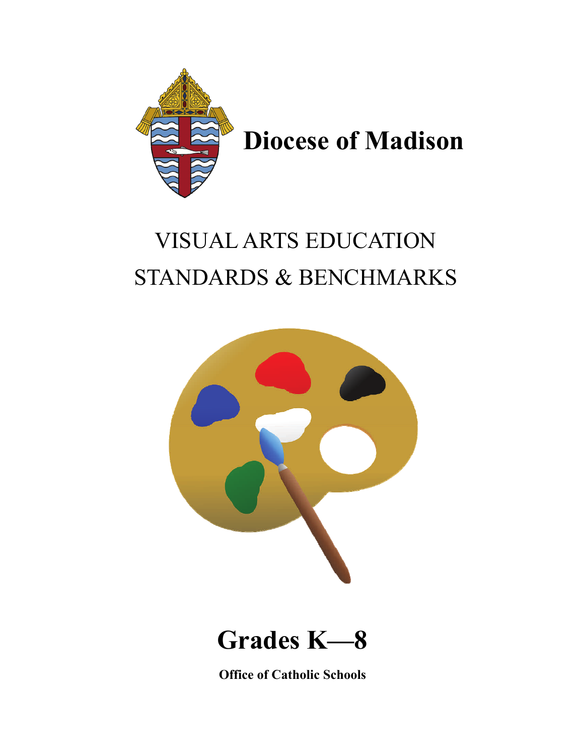# Diocese of Madison

## VISUAL ARTS EDUCATION STANDARDS & BENCHMARKS

# Grades K—8

**Office of Catholic Schools**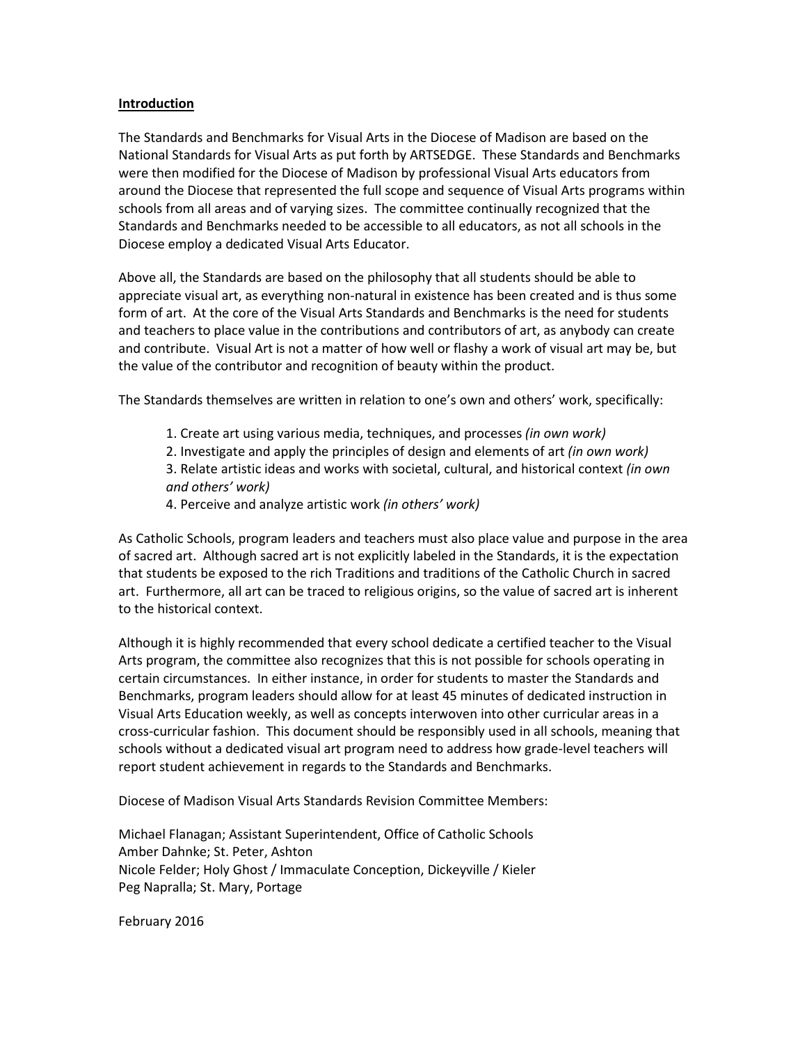**Introduction**

The Standards and Benchmarks for Visual Arts in the Diocese of Madison are based on the National Standards for Visual Arts as put forth by ARTSEDGE. These Standards and Benchmarks were then modified for the Diocese of Madison by professional Visual Arts educators from around the Diocese that represented the full scope and sequence of Visual Arts programs within schools from all areas and of varying sizes. The committee continually recognized that the Standards and Benchmarks needed to be accessible to all educators, as not all schools in the Diocese employ a dedicated Visual Arts Educator.

Above all, the Standards are based on the philosophy that all students should be able to appreciate visual art, as everything non-natural in existence has been created and is thus some form of art. At the core of the Visual Arts Standards and Benchmarks is the need for students and teachers to place value in the contributions and contributors of art, as anybody can create and contribute. Visual Art is not a matter of how well or flashy a work of visual art may be, but the value of the contributor and recognition of beauty within the product.

The Standards themselves are written in relation to one's own and others' work, specifically:

1. Create art using various media, techniques, and processes *(in own work)*
2. Investigate and apply the principles of design and elements of art *(in own work)*
3. Relate artistic ideas and works with societal, cultural, and historical context *(in own and others' work)*
4. Perceive and analyze artistic work *(in others' work)*

As Catholic Schools, program leaders and teachers must also place value and purpose in the area of sacred art. Although sacred art is not explicitly labeled in the Standards, it is the expectation that students be exposed to the rich Traditions and traditions of the Catholic Church in sacred art. Furthermore, all art can be traced to religious origins, so the value of sacred art is inherent to the historical context.

Although it is highly recommended that every school dedicate a certified teacher to the Visual Arts program, the committee also recognizes that this is not possible for schools operating in certain circumstances. In either instance, in order for students to master the Standards and Benchmarks, program leaders should allow for at least 45 minutes of dedicated instruction in Visual Arts Education weekly, as well as concepts interwoven into other curricular areas in a cross-curricular fashion. This document should be responsibly used in all schools, meaning that schools without a dedicated visual art program need to address how grade-level teachers will report student achievement in regards to the Standards and Benchmarks.

Diocese of Madison Visual Arts Standards Revision Committee Members:

Michael Flanagan; Assistant Superintendent, Office of Catholic Schools
Amber Dahnke; St. Peter, Ashton
Nicole Felder; Holy Ghost / Immaculate Conception, Dickeyville / Kieler
Peg Napralla; St. Mary, Portage

February 2016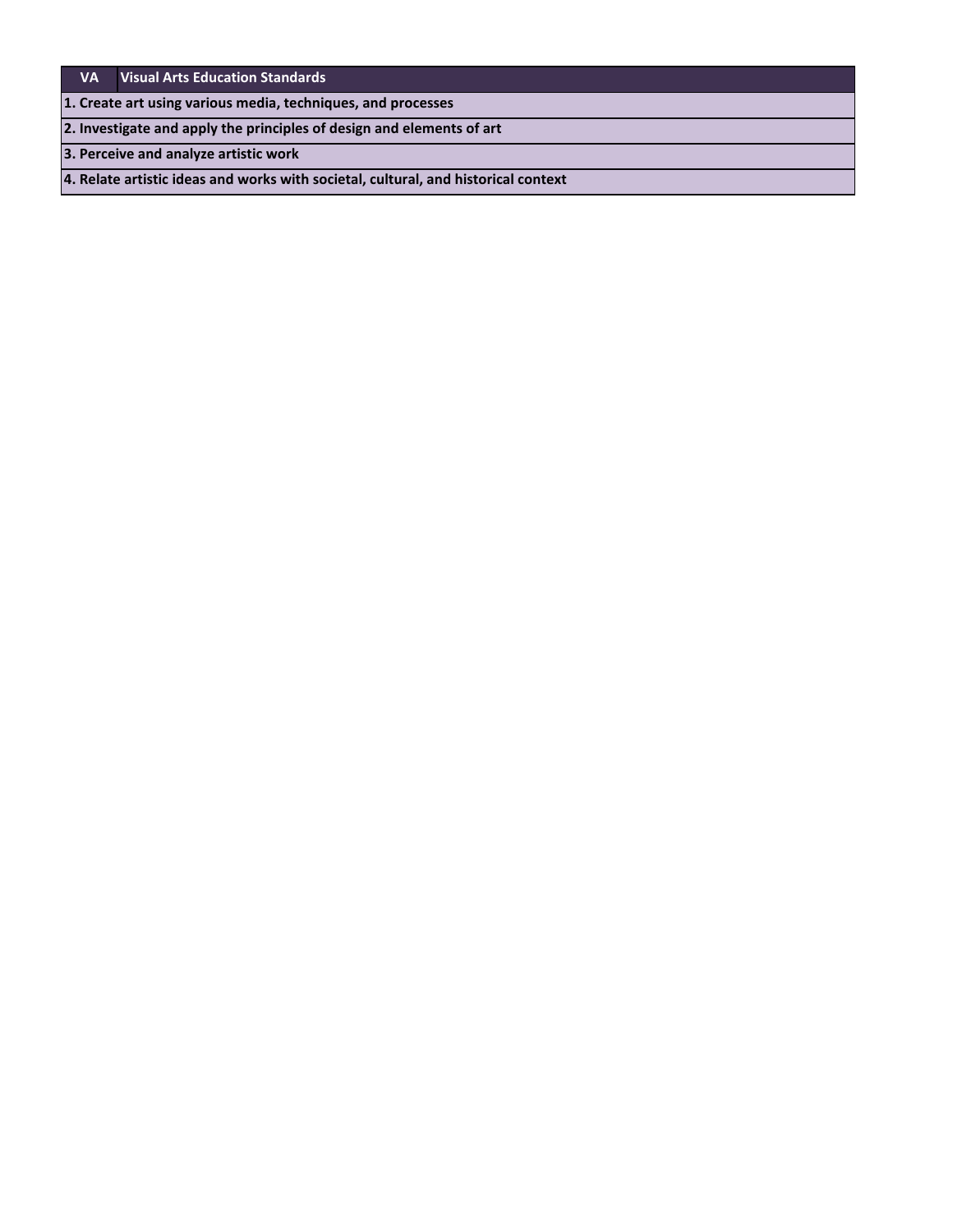| VA | Visual Arts Education Standards |
| --- | --- |
| **1. Create art using various media, techniques, and processes** | |
| **2. Investigate and apply the principles of design and elements of art** | |
| **3. Perceive and analyze artistic work** | |
| **4. Relate artistic ideas and works with societal, cultural, and historical context** | |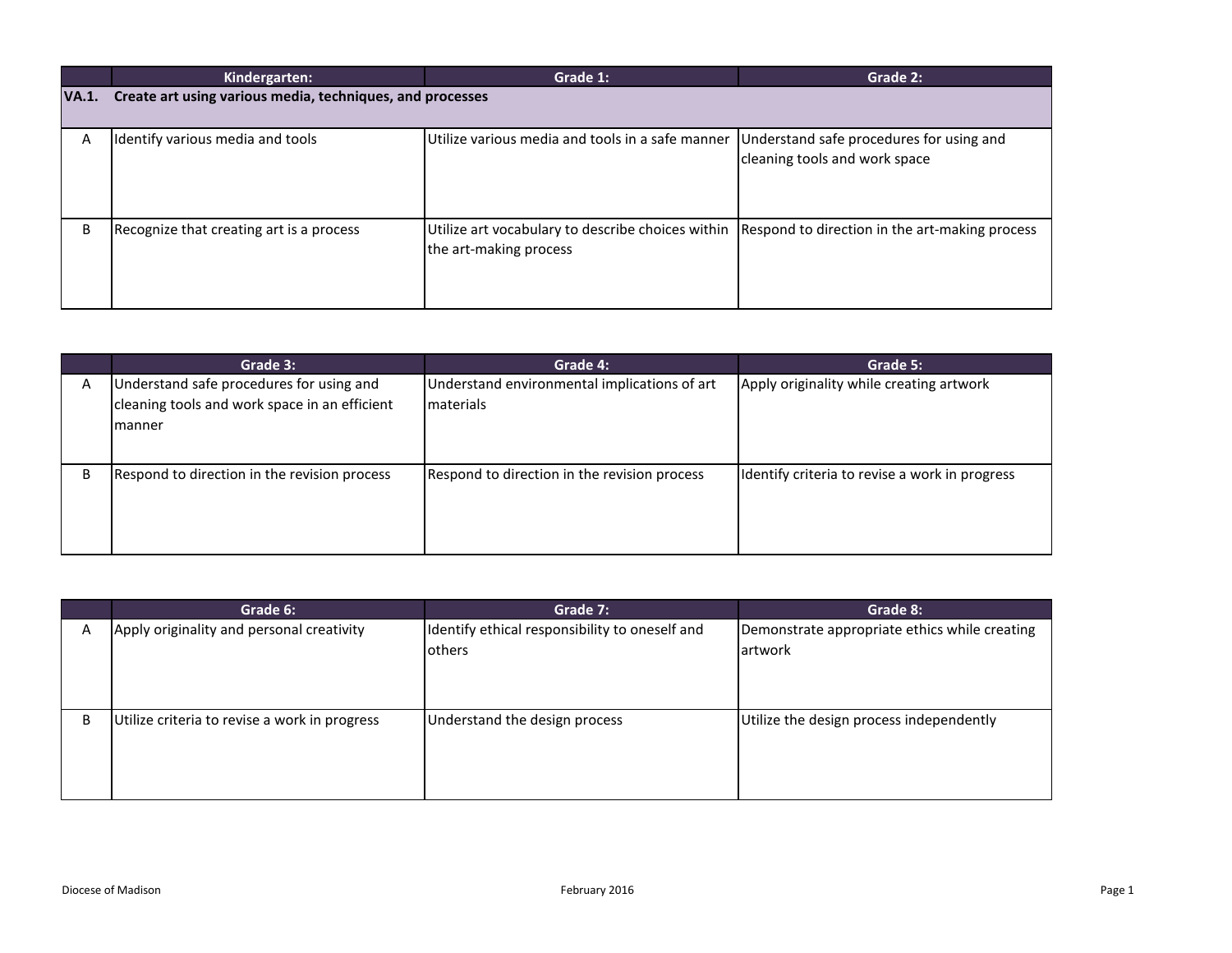| | Kindergarten: | Grade 1: | Grade 2: |
|---|---|---|---|
| **VA.1.** | **Create art using various media, techniques, and processes** | | |
| A | Identify various media and tools | Utilize various media and tools in a safe manner | Understand safe procedures for using and cleaning tools and work space |
| B | Recognize that creating art is a process | Utilize art vocabulary to describe choices within the art-making process | Respond to direction in the art-making process |

| | Grade 3: | Grade 4: | Grade 5: |
|---|---|---|---|
| A | Understand safe procedures for using and cleaning tools and work space in an efficient manner | Understand environmental implications of art materials | Apply originality while creating artwork |
| B | Respond to direction in the revision process | Respond to direction in the revision process | Identify criteria to revise a work in progress |

| | Grade 6: | Grade 7: | Grade 8: |
|---|---|---|---|
| A | Apply originality and personal creativity | Identify ethical responsibility to oneself and others | Demonstrate appropriate ethics while creating artwork |
| B | Utilize criteria to revise a work in progress | Understand the design process | Utilize the design process independently |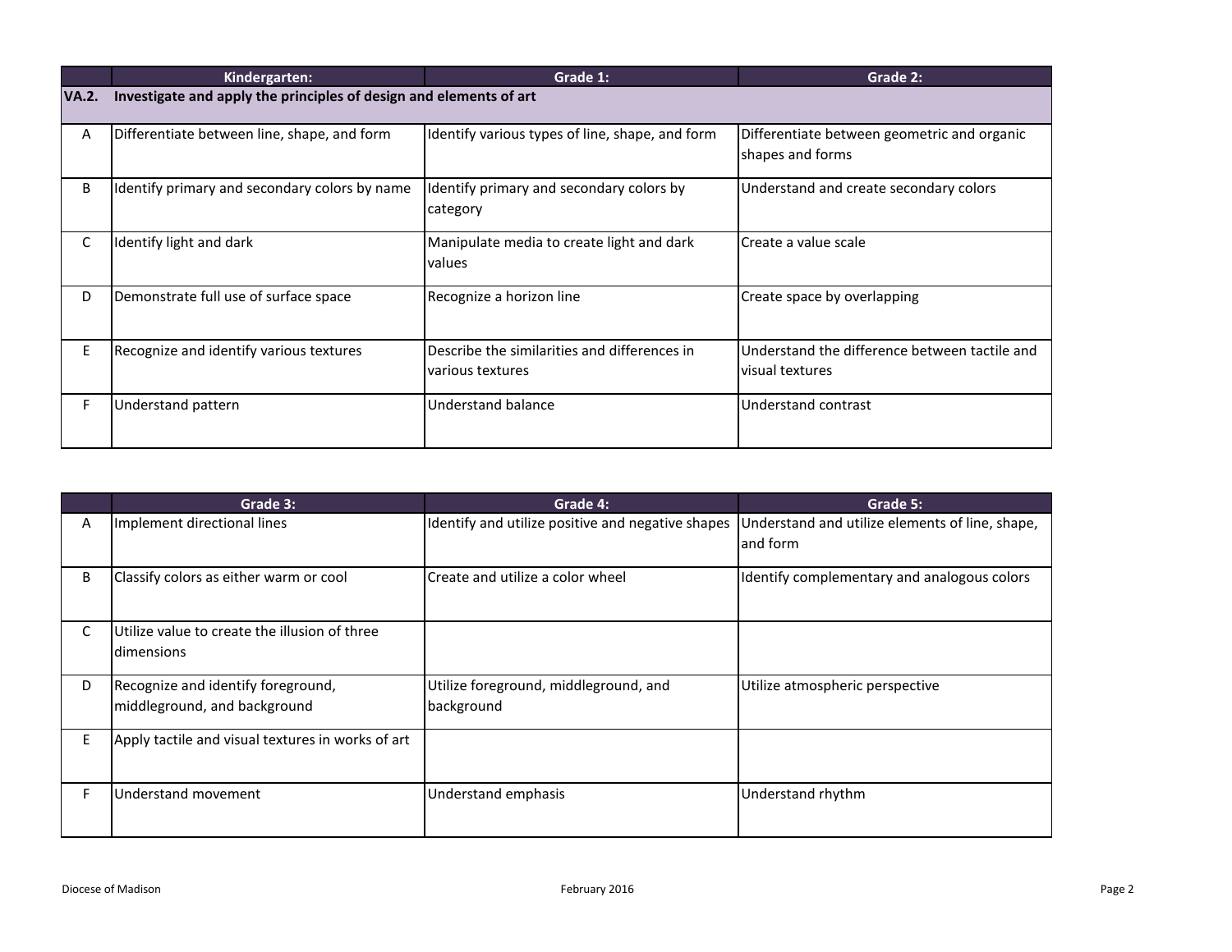| | Kindergarten: | Grade 1: | Grade 2: |
|---|---|---|---|
| **VA.2.** | **Investigate and apply the principles of design and elements of art** | | |
| A | Differentiate between line, shape, and form | Identify various types of line, shape, and form | Differentiate between geometric and organic shapes and forms |
| B | Identify primary and secondary colors by name | Identify primary and secondary colors by category | Understand and create secondary colors |
| C | Identify light and dark | Manipulate media to create light and dark values | Create a value scale |
| D | Demonstrate full use of surface space | Recognize a horizon line | Create space by overlapping |
| E | Recognize and identify various textures | Describe the similarities and differences in various textures | Understand the difference between tactile and visual textures |
| F | Understand pattern | Understand balance | Understand contrast |

| | Grade 3: | Grade 4: | Grade 5: |
|---|---|---|---|
| A | Implement directional lines | Identify and utilize positive and negative shapes | Understand and utilize elements of line, shape, and form |
| B | Classify colors as either warm or cool | Create and utilize a color wheel | Identify complementary and analogous colors |
| C | Utilize value to create the illusion of three dimensions | | |
| D | Recognize and identify foreground, middleground, and background | Utilize foreground, middleground, and background | Utilize atmospheric perspective |
| E | Apply tactile and visual textures in works of art | | |
| F | Understand movement | Understand emphasis | Understand rhythm |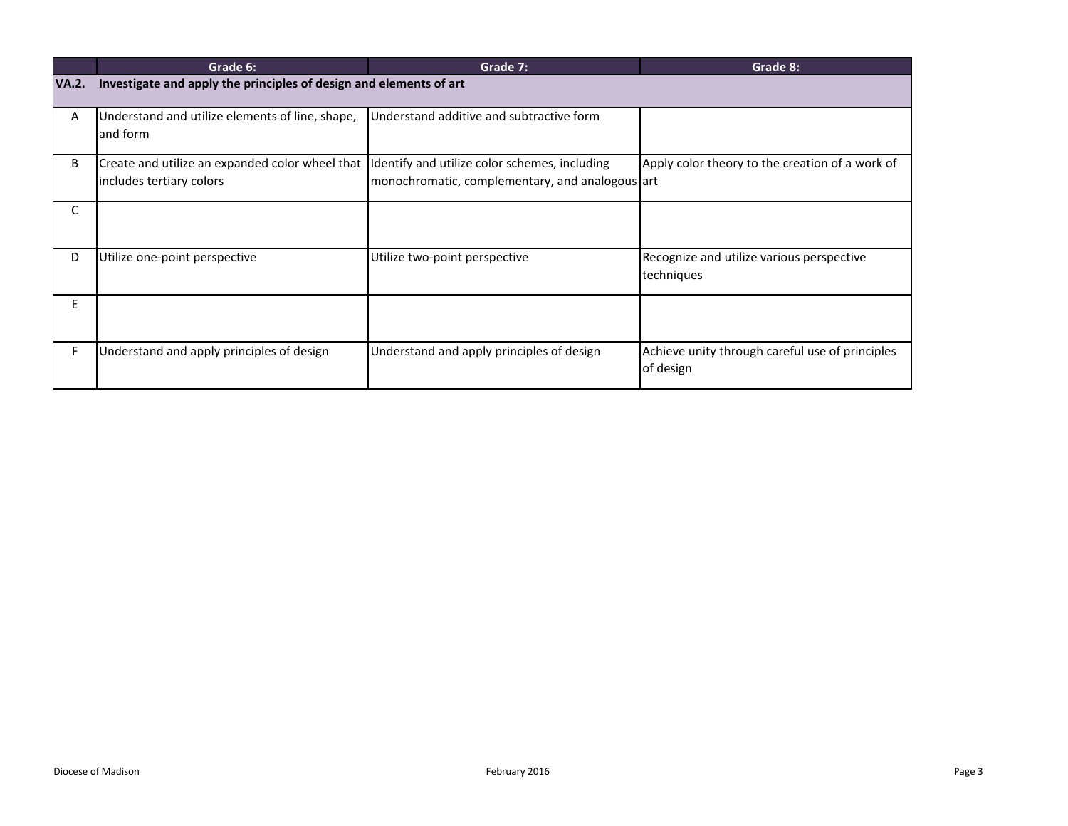| | Grade 6: | Grade 7: | Grade 8: |
|---|---|---|---|
| **VA.2.** | **Investigate and apply the principles of design and elements of art** | | |
| A | Understand and utilize elements of line, shape, and form | Understand additive and subtractive form | |
| B | Create and utilize an expanded color wheel that includes tertiary colors | Identify and utilize color schemes, including monochromatic, complementary, and analogous | Apply color theory to the creation of a work of art |
| C | | | |
| D | Utilize one-point perspective | Utilize two-point perspective | Recognize and utilize various perspective techniques |
| E | | | |
| F | Understand and apply principles of design | Understand and apply principles of design | Achieve unity through careful use of principles of design |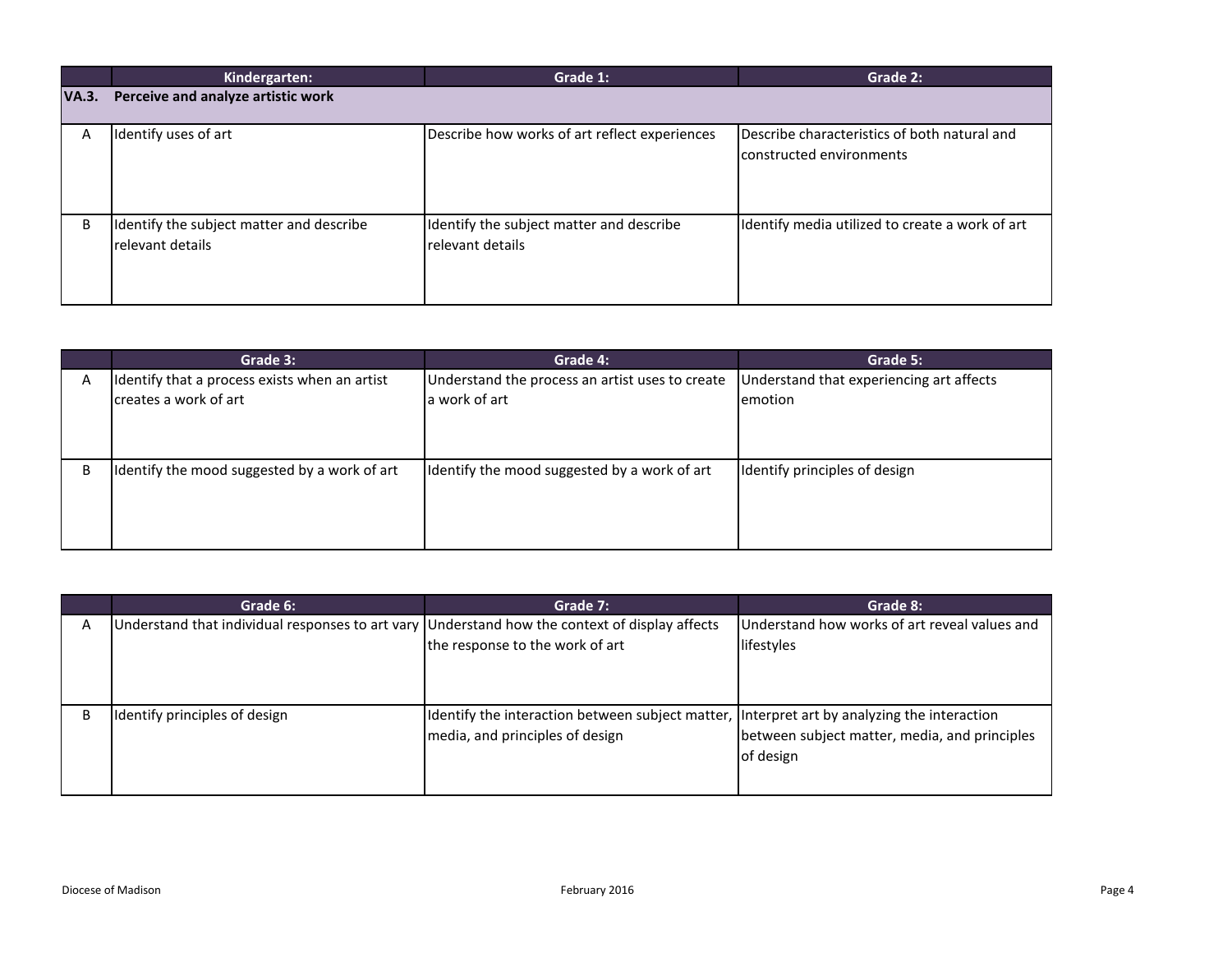| | Kindergarten: | Grade 1: | Grade 2: |
|---|---|---|---|
| **VA.3.** | **Perceive and analyze artistic work** | | |
| A | Identify uses of art | Describe how works of art reflect experiences | Describe characteristics of both natural and constructed environments |
| B | Identify the subject matter and describe relevant details | Identify the subject matter and describe relevant details | Identify media utilized to create a work of art |

| | Grade 3: | Grade 4: | Grade 5: |
|---|---|---|---|
| A | Identify that a process exists when an artist creates a work of art | Understand the process an artist uses to create a work of art | Understand that experiencing art affects emotion |
| B | Identify the mood suggested by a work of art | Identify the mood suggested by a work of art | Identify principles of design |

| | Grade 6: | Grade 7: | Grade 8: |
|---|---|---|---|
| A | Understand that individual responses to art vary | Understand how the context of display affects the response to the work of art | Understand how works of art reveal values and lifestyles |
| B | Identify principles of design | Identify the interaction between subject matter, media, and principles of design | Interpret art by analyzing the interaction between subject matter, media, and principles of design |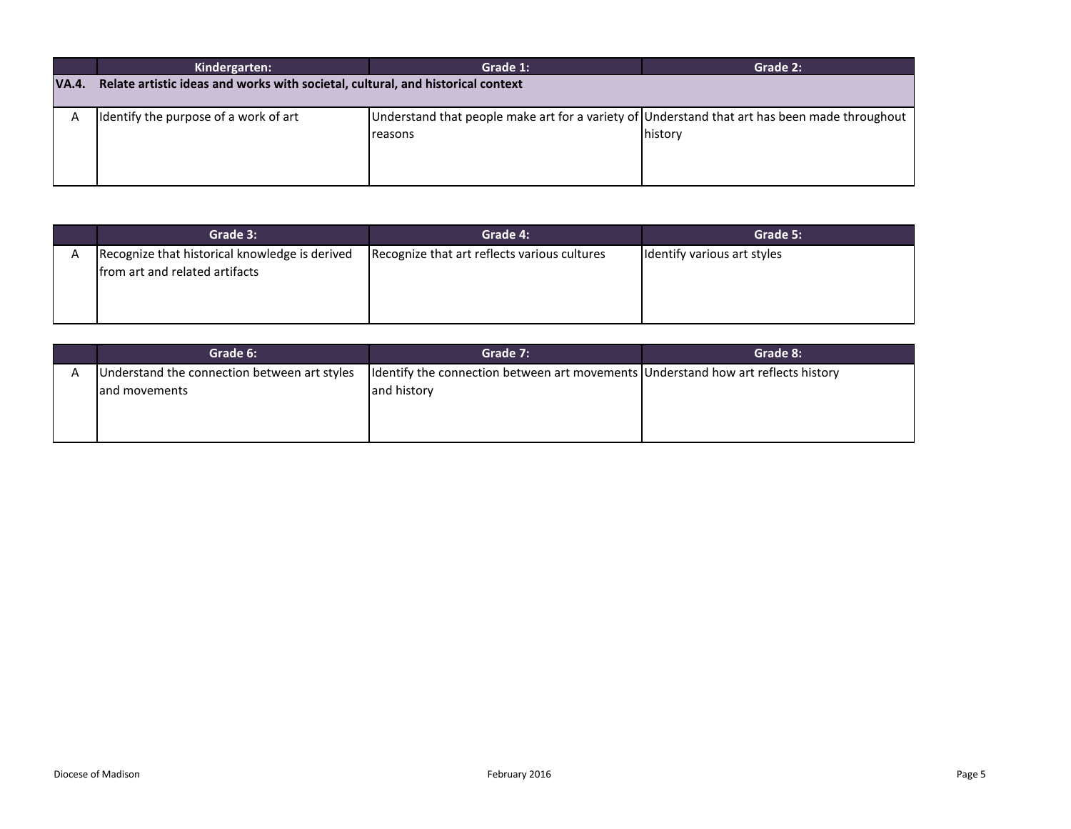| | Kindergarten: | Grade 1: | Grade 2: |
|---|---|---|---|
| **VA.4.** | **Relate artistic ideas and works with societal, cultural, and historical context** | | |
| A | Identify the purpose of a work of art | Understand that people make art for a variety of reasons | Understand that art has been made throughout history |

| | Grade 3: | Grade 4: | Grade 5: |
|---|---|---|---|
| A | Recognize that historical knowledge is derived from art and related artifacts | Recognize that art reflects various cultures | Identify various art styles |

| | Grade 6: | Grade 7: | Grade 8: |
|---|---|---|---|
| A | Understand the connection between art styles and movements | Identify the connection between art movements and history | Understand how art reflects history |